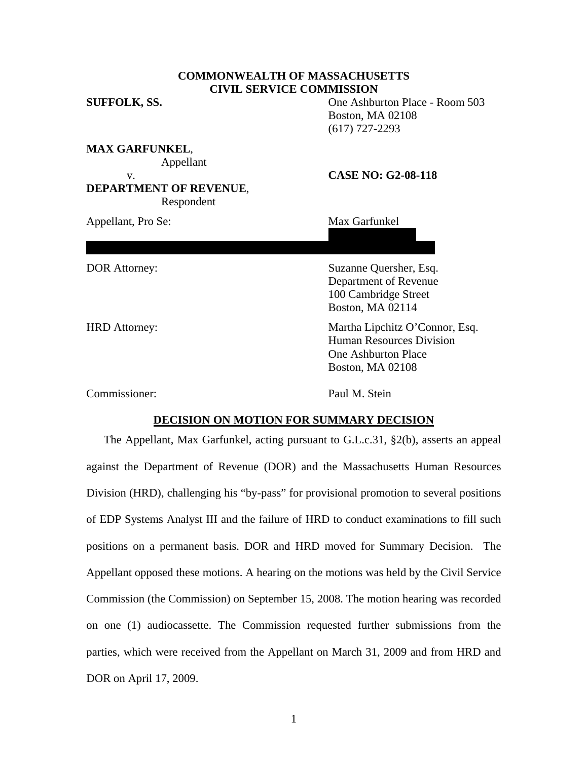**COMMONWEALTH OF MASSACHUSETTS**
**CIVIL SERVICE COMMISSION**

**SUFFOLK, SS.**

One Ashburton Place - Room 503
Boston, MA 02108
(617) 727-2293

**MAX GARFUNKEL**,
Appellant

v.

**DEPARTMENT OF REVENUE**,
Respondent

**CASE NO: G2-08-118**

Appellant, Pro Se: Max Garfunkel

DOR Attorney: Suzanne Quersher, Esq.
Department of Revenue
100 Cambridge Street
Boston, MA 02114

HRD Attorney: Martha Lipchitz O'Connor, Esq.
Human Resources Division
One Ashburton Place
Boston, MA 02108

Commissioner: Paul M. Stein

**DECISION ON MOTION FOR SUMMARY DECISION**

The Appellant, Max Garfunkel, acting pursuant to G.L.c.31, §2(b), asserts an appeal against the Department of Revenue (DOR) and the Massachusetts Human Resources Division (HRD), challenging his "by-pass" for provisional promotion to several positions of EDP Systems Analyst III and the failure of HRD to conduct examinations to fill such positions on a permanent basis. DOR and HRD moved for Summary Decision. The Appellant opposed these motions. A hearing on the motions was held by the Civil Service Commission (the Commission) on September 15, 2008. The motion hearing was recorded on one (1) audiocassette. The Commission requested further submissions from the parties, which were received from the Appellant on March 31, 2009 and from HRD and DOR on April 17, 2009.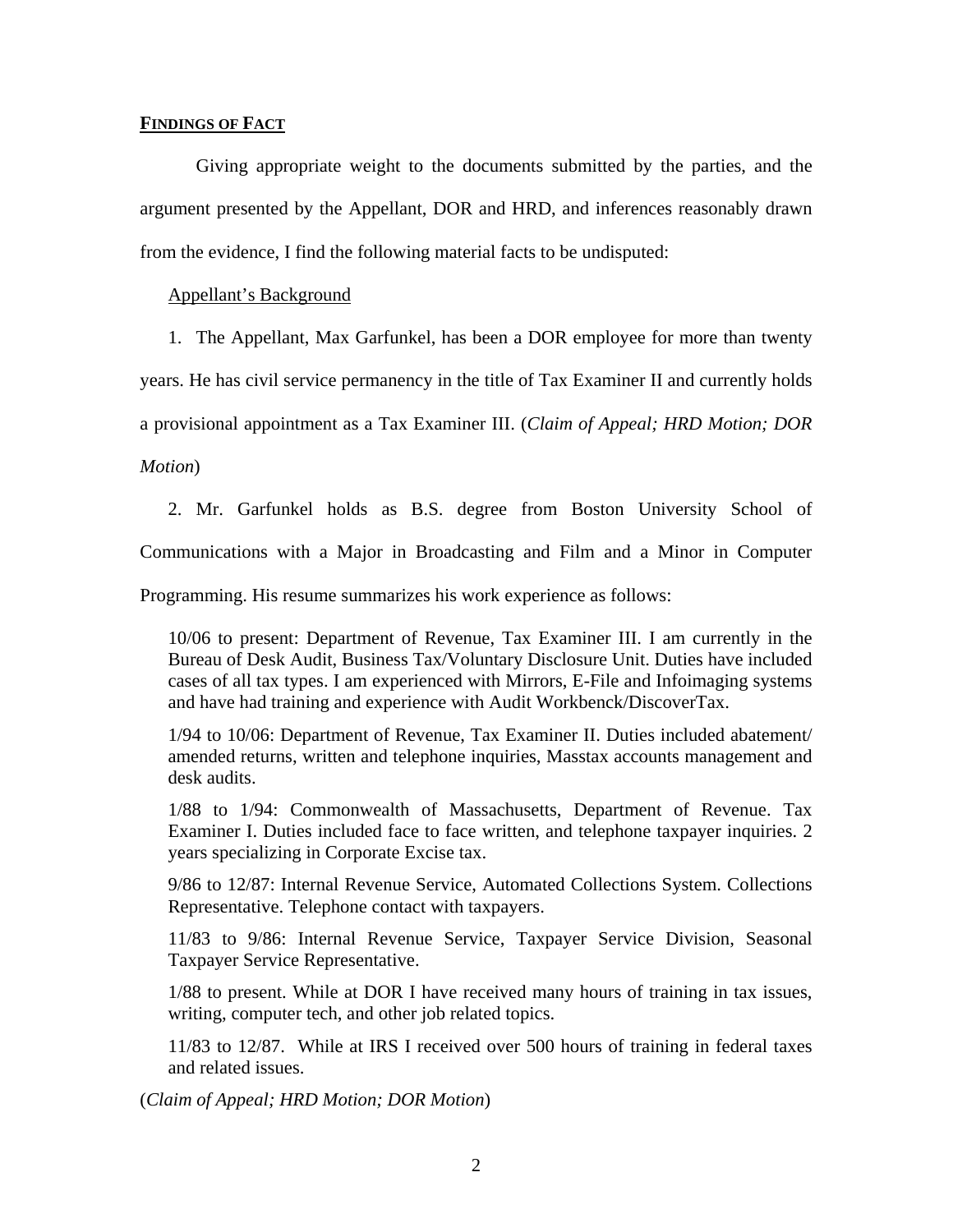**FINDINGS OF FACT**

Giving appropriate weight to the documents submitted by the parties, and the argument presented by the Appellant, DOR and HRD, and inferences reasonably drawn from the evidence, I find the following material facts to be undisputed:

Appellant's Background

1. The Appellant, Max Garfunkel, has been a DOR employee for more than twenty years. He has civil service permanency in the title of Tax Examiner II and currently holds a provisional appointment as a Tax Examiner III. (*Claim of Appeal; HRD Motion; DOR Motion*)

2. Mr. Garfunkel holds as B.S. degree from Boston University School of Communications with a Major in Broadcasting and Film and a Minor in Computer Programming. His resume summarizes his work experience as follows:

> 10/06 to present: Department of Revenue, Tax Examiner III. I am currently in the Bureau of Desk Audit, Business Tax/Voluntary Disclosure Unit. Duties have included cases of all tax types. I am experienced with Mirrors, E-File and Infoimaging systems and have had training and experience with Audit Workbenck/DiscoverTax.
>
> 1/94 to 10/06: Department of Revenue, Tax Examiner II. Duties included abatement/ amended returns, written and telephone inquiries, Masstax accounts management and desk audits.
>
> 1/88 to 1/94: Commonwealth of Massachusetts, Department of Revenue. Tax Examiner I. Duties included face to face written, and telephone taxpayer inquiries. 2 years specializing in Corporate Excise tax.
>
> 9/86 to 12/87: Internal Revenue Service, Automated Collections System. Collections Representative. Telephone contact with taxpayers.
>
> 11/83 to 9/86: Internal Revenue Service, Taxpayer Service Division, Seasonal Taxpayer Service Representative.
>
> 1/88 to present. While at DOR I have received many hours of training in tax issues, writing, computer tech, and other job related topics.
>
> 11/83 to 12/87. While at IRS I received over 500 hours of training in federal taxes and related issues.

(*Claim of Appeal; HRD Motion; DOR Motion*)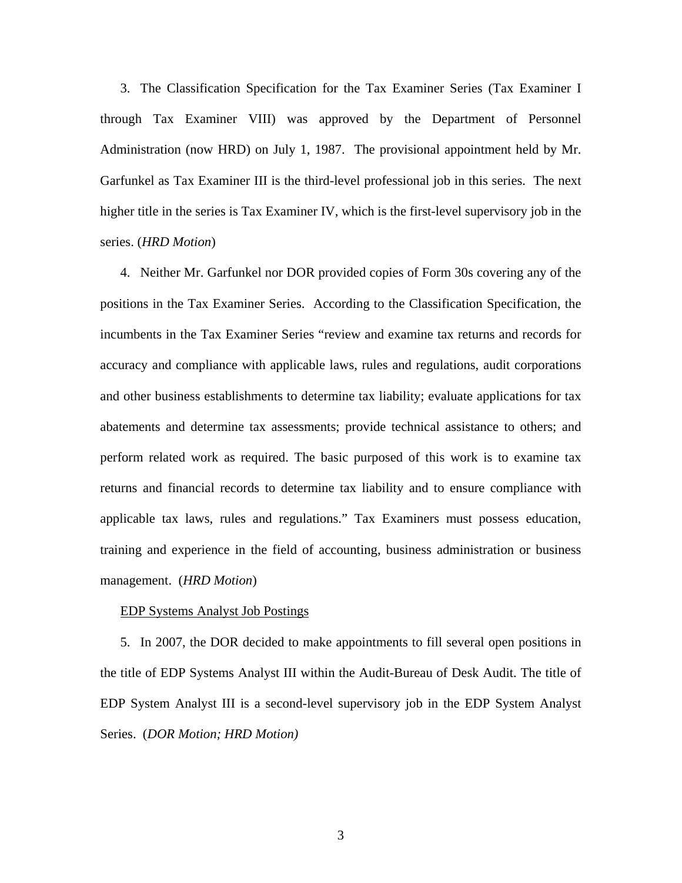3. The Classification Specification for the Tax Examiner Series (Tax Examiner I through Tax Examiner VIII) was approved by the Department of Personnel Administration (now HRD) on July 1, 1987. The provisional appointment held by Mr. Garfunkel as Tax Examiner III is the third-level professional job in this series. The next higher title in the series is Tax Examiner IV, which is the first-level supervisory job in the series. (*HRD Motion*)

4. Neither Mr. Garfunkel nor DOR provided copies of Form 30s covering any of the positions in the Tax Examiner Series. According to the Classification Specification, the incumbents in the Tax Examiner Series "review and examine tax returns and records for accuracy and compliance with applicable laws, rules and regulations, audit corporations and other business establishments to determine tax liability; evaluate applications for tax abatements and determine tax assessments; provide technical assistance to others; and perform related work as required. The basic purposed of this work is to examine tax returns and financial records to determine tax liability and to ensure compliance with applicable tax laws, rules and regulations." Tax Examiners must possess education, training and experience in the field of accounting, business administration or business management. (*HRD Motion*)

<u>EDP Systems Analyst Job Postings</u>

5. In 2007, the DOR decided to make appointments to fill several open positions in the title of EDP Systems Analyst III within the Audit-Bureau of Desk Audit. The title of EDP System Analyst III is a second-level supervisory job in the EDP System Analyst Series. (*DOR Motion; HRD Motion)*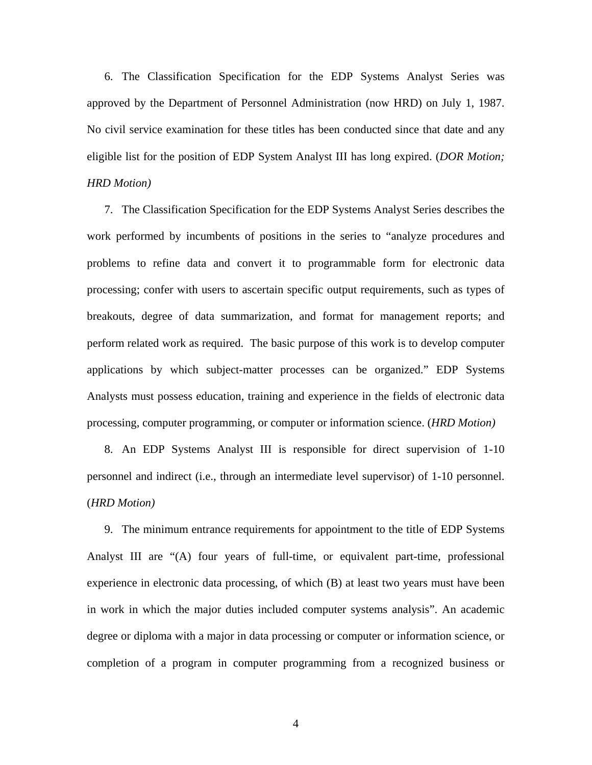6. The Classification Specification for the EDP Systems Analyst Series was approved by the Department of Personnel Administration (now HRD) on July 1, 1987. No civil service examination for these titles has been conducted since that date and any eligible list for the position of EDP System Analyst III has long expired. (*DOR Motion; HRD Motion)*

7. The Classification Specification for the EDP Systems Analyst Series describes the work performed by incumbents of positions in the series to "analyze procedures and problems to refine data and convert it to programmable form for electronic data processing; confer with users to ascertain specific output requirements, such as types of breakouts, degree of data summarization, and format for management reports; and perform related work as required. The basic purpose of this work is to develop computer applications by which subject-matter processes can be organized." EDP Systems Analysts must possess education, training and experience in the fields of electronic data processing, computer programming, or computer or information science. (*HRD Motion)*

8. An EDP Systems Analyst III is responsible for direct supervision of 1-10 personnel and indirect (i.e., through an intermediate level supervisor) of 1-10 personnel. (*HRD Motion)*

9. The minimum entrance requirements for appointment to the title of EDP Systems Analyst III are "(A) four years of full-time, or equivalent part-time, professional experience in electronic data processing, of which (B) at least two years must have been in work in which the major duties included computer systems analysis". An academic degree or diploma with a major in data processing or computer or information science, or completion of a program in computer programming from a recognized business or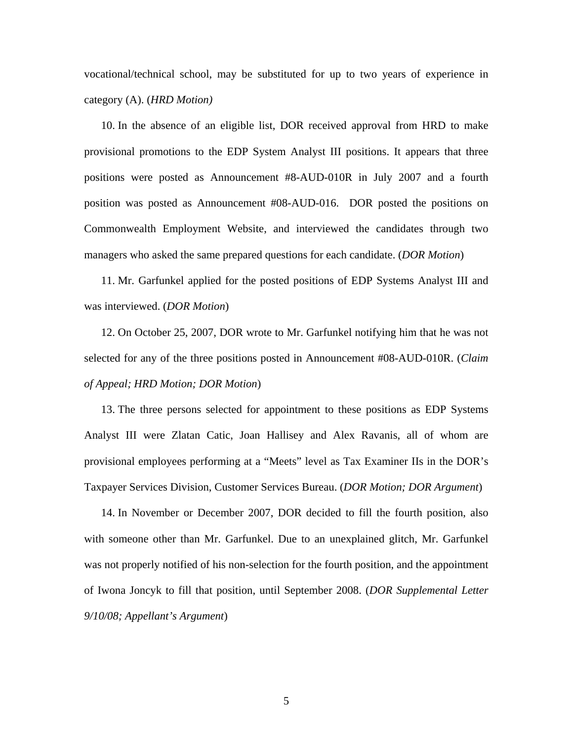vocational/technical school, may be substituted for up to two years of experience in category (A). (*HRD Motion)*

10. In the absence of an eligible list, DOR received approval from HRD to make provisional promotions to the EDP System Analyst III positions. It appears that three positions were posted as Announcement #8-AUD-010R in July 2007 and a fourth position was posted as Announcement #08-AUD-016. DOR posted the positions on Commonwealth Employment Website, and interviewed the candidates through two managers who asked the same prepared questions for each candidate. (*DOR Motion*)

11. Mr. Garfunkel applied for the posted positions of EDP Systems Analyst III and was interviewed. (*DOR Motion*)

12. On October 25, 2007, DOR wrote to Mr. Garfunkel notifying him that he was not selected for any of the three positions posted in Announcement #08-AUD-010R. (*Claim of Appeal; HRD Motion; DOR Motion*)

13. The three persons selected for appointment to these positions as EDP Systems Analyst III were Zlatan Catic, Joan Hallisey and Alex Ravanis, all of whom are provisional employees performing at a "Meets" level as Tax Examiner IIs in the DOR's Taxpayer Services Division, Customer Services Bureau. (*DOR Motion; DOR Argument*)

14. In November or December 2007, DOR decided to fill the fourth position, also with someone other than Mr. Garfunkel. Due to an unexplained glitch, Mr. Garfunkel was not properly notified of his non-selection for the fourth position, and the appointment of Iwona Joncyk to fill that position, until September 2008. (*DOR Supplemental Letter 9/10/08; Appellant's Argument*)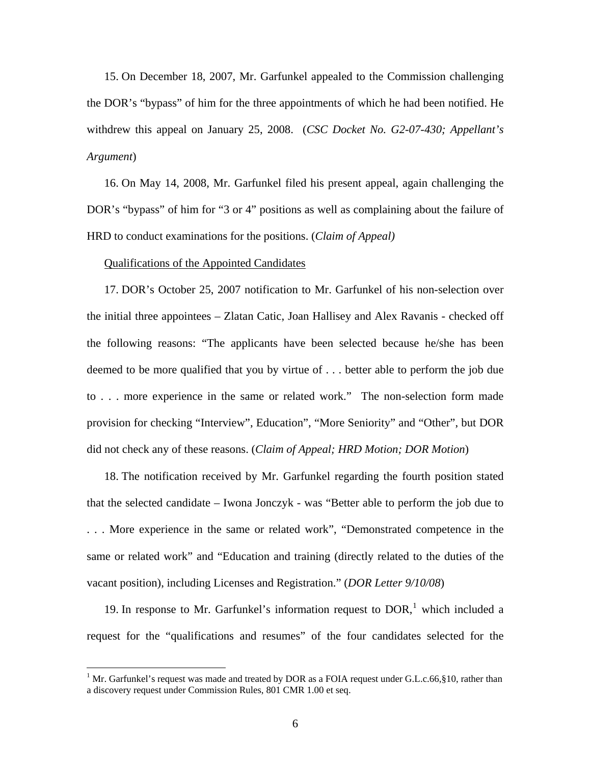15. On December 18, 2007, Mr. Garfunkel appealed to the Commission challenging the DOR's "bypass" of him for the three appointments of which he had been notified. He withdrew this appeal on January 25, 2008. (*CSC Docket No. G2-07-430; Appellant's Argument*)

16. On May 14, 2008, Mr. Garfunkel filed his present appeal, again challenging the DOR's "bypass" of him for "3 or 4" positions as well as complaining about the failure of HRD to conduct examinations for the positions. (*Claim of Appeal)*

Qualifications of the Appointed Candidates

17. DOR's October 25, 2007 notification to Mr. Garfunkel of his non-selection over the initial three appointees – Zlatan Catic, Joan Hallisey and Alex Ravanis - checked off the following reasons: "The applicants have been selected because he/she has been deemed to be more qualified that you by virtue of . . . better able to perform the job due to . . . more experience in the same or related work." The non-selection form made provision for checking "Interview", Education", "More Seniority" and "Other", but DOR did not check any of these reasons. (*Claim of Appeal; HRD Motion; DOR Motion*)

18. The notification received by Mr. Garfunkel regarding the fourth position stated that the selected candidate – Iwona Jonczyk - was "Better able to perform the job due to . . . More experience in the same or related work", "Demonstrated competence in the same or related work" and "Education and training (directly related to the duties of the vacant position), including Licenses and Registration." (*DOR Letter 9/10/08*)

19. In response to Mr. Garfunkel's information request to DOR,[1] which included a request for the "qualifications and resumes" of the four candidates selected for the

[1] Mr. Garfunkel's request was made and treated by DOR as a FOIA request under G.L.c.66,§10, rather than a discovery request under Commission Rules, 801 CMR 1.00 et seq.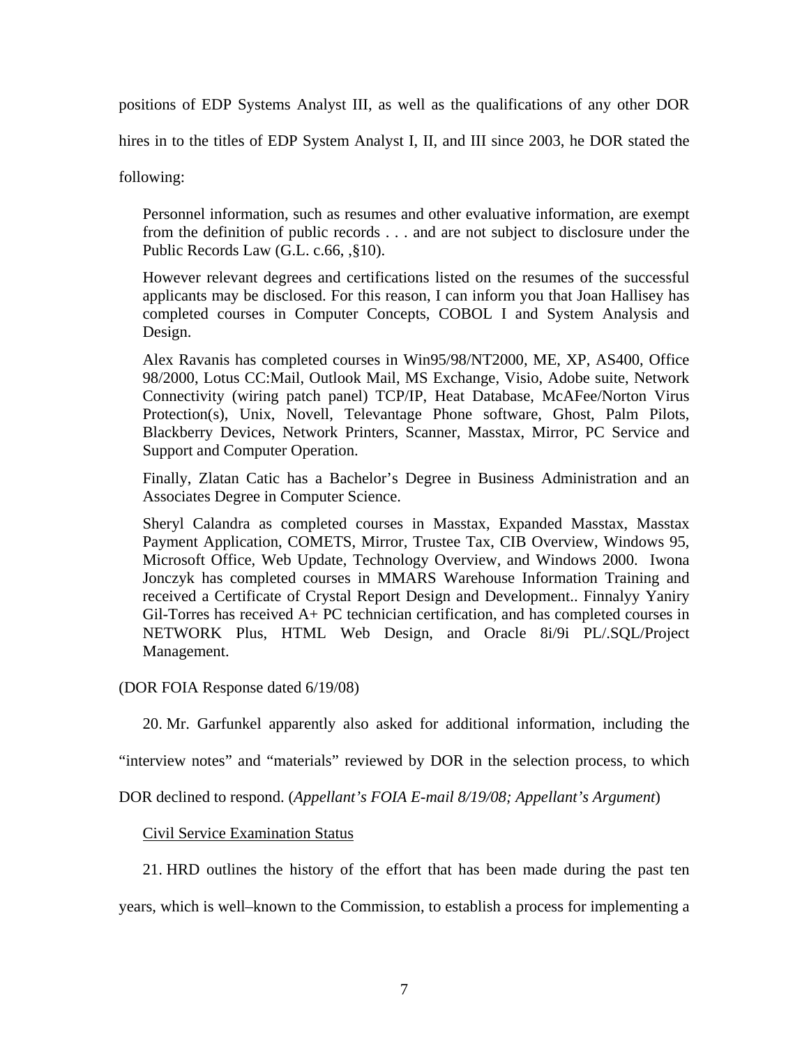positions of EDP Systems Analyst III, as well as the qualifications of any other DOR hires in to the titles of EDP System Analyst I, II, and III since 2003, he DOR stated the following:

> Personnel information, such as resumes and other evaluative information, are exempt from the definition of public records . . . and are not subject to disclosure under the Public Records Law (G.L. c.66, ,§10).
>
> However relevant degrees and certifications listed on the resumes of the successful applicants may be disclosed. For this reason, I can inform you that Joan Hallisey has completed courses in Computer Concepts, COBOL I and System Analysis and Design.
>
> Alex Ravanis has completed courses in Win95/98/NT2000, ME, XP, AS400, Office 98/2000, Lotus CC:Mail, Outlook Mail, MS Exchange, Visio, Adobe suite, Network Connectivity (wiring patch panel) TCP/IP, Heat Database, McAFee/Norton Virus Protection(s), Unix, Novell, Televantage Phone software, Ghost, Palm Pilots, Blackberry Devices, Network Printers, Scanner, Masstax, Mirror, PC Service and Support and Computer Operation.
>
> Finally, Zlatan Catic has a Bachelor's Degree in Business Administration and an Associates Degree in Computer Science.
>
> Sheryl Calandra as completed courses in Masstax, Expanded Masstax, Masstax Payment Application, COMETS, Mirror, Trustee Tax, CIB Overview, Windows 95, Microsoft Office, Web Update, Technology Overview, and Windows 2000. Iwona Jonczyk has completed courses in MMARS Warehouse Information Training and received a Certificate of Crystal Report Design and Development.. Finnalyy Yaniry Gil-Torres has received A+ PC technician certification, and has completed courses in NETWORK Plus, HTML Web Design, and Oracle 8i/9i PL/.SQL/Project Management.

(DOR FOIA Response dated 6/19/08)

20. Mr. Garfunkel apparently also asked for additional information, including the "interview notes" and "materials" reviewed by DOR in the selection process, to which DOR declined to respond. (*Appellant's FOIA E-mail 8/19/08; Appellant's Argument*)

Civil Service Examination Status

21. HRD outlines the history of the effort that has been made during the past ten years, which is well–known to the Commission, to establish a process for implementing a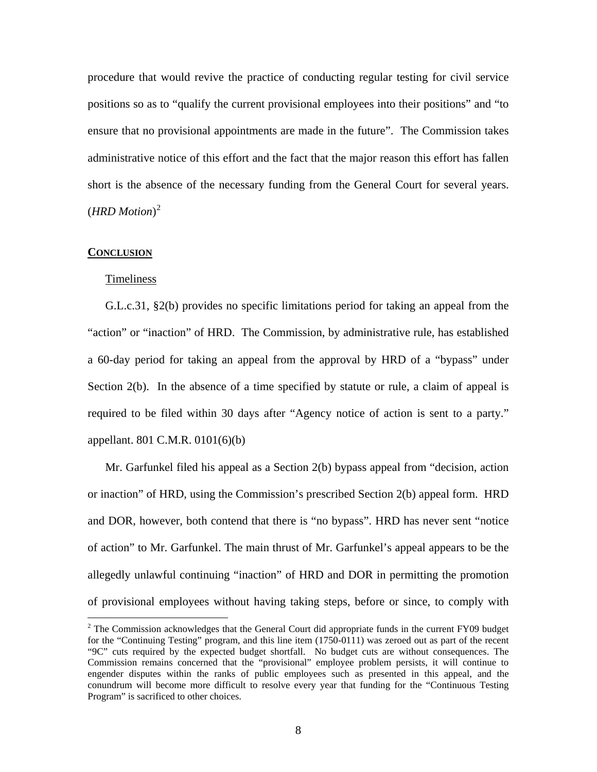procedure that would revive the practice of conducting regular testing for civil service positions so as to "qualify the current provisional employees into their positions" and "to ensure that no provisional appointments are made in the future". The Commission takes administrative notice of this effort and the fact that the major reason this effort has fallen short is the absence of the necessary funding from the General Court for several years. (*HRD Motion*)[2]

**CONCLUSION**

Timeliness

G.L.c.31, §2(b) provides no specific limitations period for taking an appeal from the "action" or "inaction" of HRD. The Commission, by administrative rule, has established a 60-day period for taking an appeal from the approval by HRD of a "bypass" under Section 2(b). In the absence of a time specified by statute or rule, a claim of appeal is required to be filed within 30 days after "Agency notice of action is sent to a party." appellant. 801 C.M.R. 0101(6)(b)

Mr. Garfunkel filed his appeal as a Section 2(b) bypass appeal from "decision, action or inaction" of HRD, using the Commission's prescribed Section 2(b) appeal form. HRD and DOR, however, both contend that there is "no bypass". HRD has never sent "notice of action" to Mr. Garfunkel. The main thrust of Mr. Garfunkel's appeal appears to be the allegedly unlawful continuing "inaction" of HRD and DOR in permitting the promotion of provisional employees without having taking steps, before or since, to comply with

[2] The Commission acknowledges that the General Court did appropriate funds in the current FY09 budget for the "Continuing Testing" program, and this line item (1750-0111) was zeroed out as part of the recent "9C" cuts required by the expected budget shortfall. No budget cuts are without consequences. The Commission remains concerned that the "provisional" employee problem persists, it will continue to engender disputes within the ranks of public employees such as presented in this appeal, and the conundrum will become more difficult to resolve every year that funding for the "Continuous Testing Program" is sacrificed to other choices.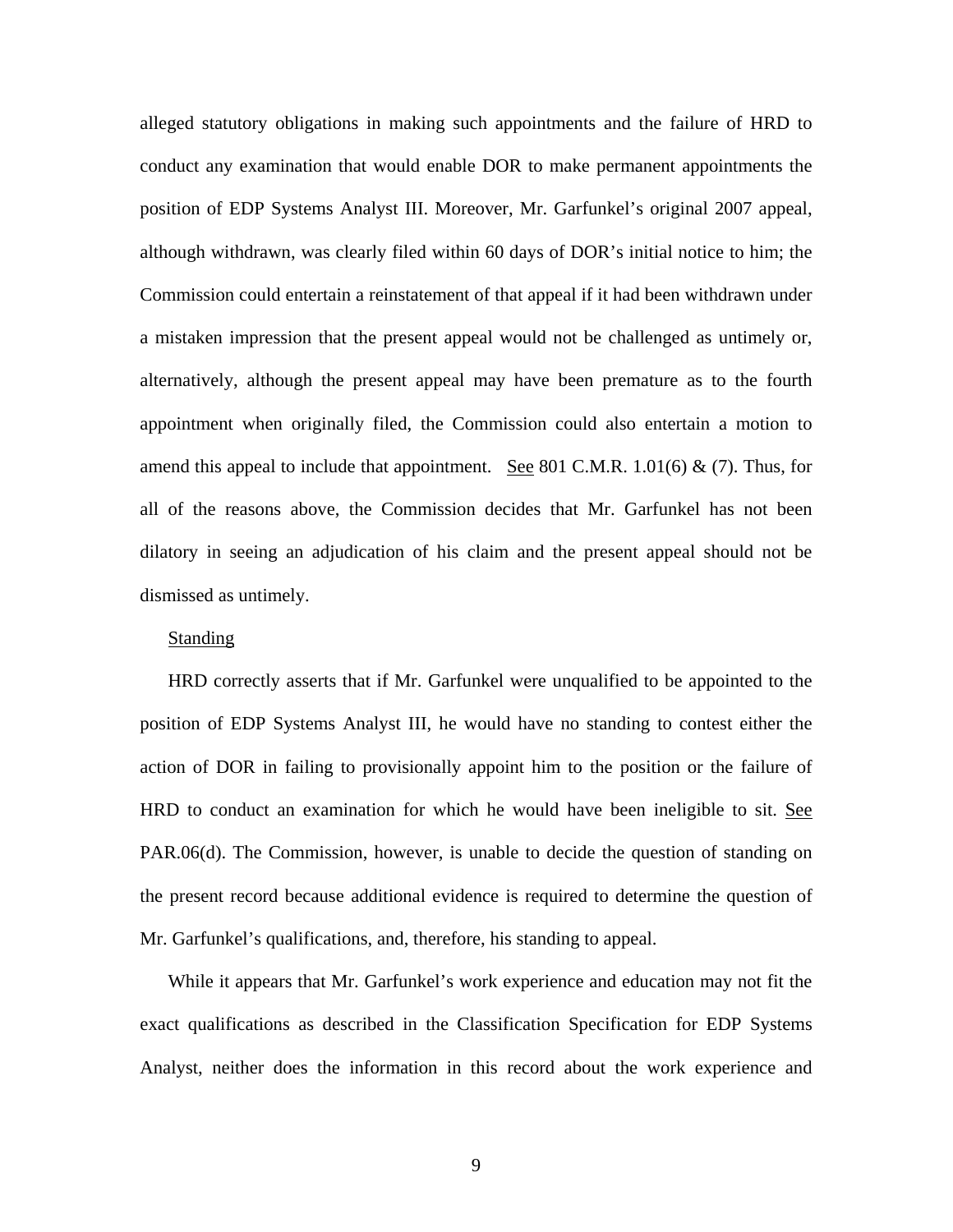alleged statutory obligations in making such appointments and the failure of HRD to conduct any examination that would enable DOR to make permanent appointments the position of EDP Systems Analyst III. Moreover, Mr. Garfunkel's original 2007 appeal, although withdrawn, was clearly filed within 60 days of DOR's initial notice to him; the Commission could entertain a reinstatement of that appeal if it had been withdrawn under a mistaken impression that the present appeal would not be challenged as untimely or, alternatively, although the present appeal may have been premature as to the fourth appointment when originally filed, the Commission could also entertain a motion to amend this appeal to include that appointment. See 801 C.M.R. 1.01(6) & (7). Thus, for all of the reasons above, the Commission decides that Mr. Garfunkel has not been dilatory in seeing an adjudication of his claim and the present appeal should not be dismissed as untimely.

Standing

HRD correctly asserts that if Mr. Garfunkel were unqualified to be appointed to the position of EDP Systems Analyst III, he would have no standing to contest either the action of DOR in failing to provisionally appoint him to the position or the failure of HRD to conduct an examination for which he would have been ineligible to sit. See PAR.06(d). The Commission, however, is unable to decide the question of standing on the present record because additional evidence is required to determine the question of Mr. Garfunkel's qualifications, and, therefore, his standing to appeal.

While it appears that Mr. Garfunkel's work experience and education may not fit the exact qualifications as described in the Classification Specification for EDP Systems Analyst, neither does the information in this record about the work experience and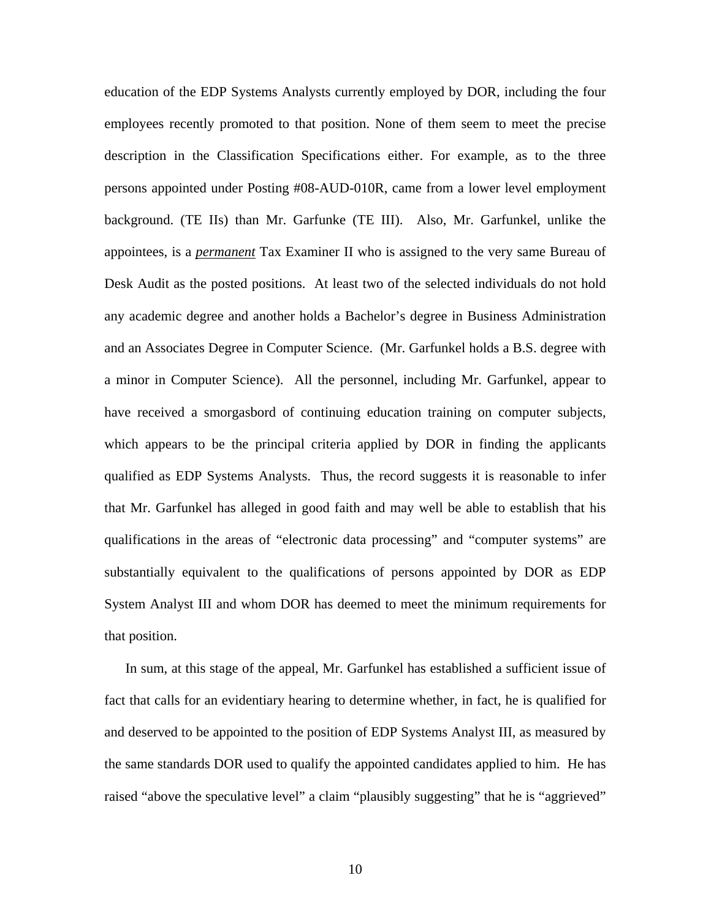education of the EDP Systems Analysts currently employed by DOR, including the four employees recently promoted to that position. None of them seem to meet the precise description in the Classification Specifications either. For example, as to the three persons appointed under Posting #08-AUD-010R, came from a lower level employment background. (TE IIs) than Mr. Garfunke (TE III). Also, Mr. Garfunkel, unlike the appointees, is a ***permanent*** Tax Examiner II who is assigned to the very same Bureau of Desk Audit as the posted positions. At least two of the selected individuals do not hold any academic degree and another holds a Bachelor's degree in Business Administration and an Associates Degree in Computer Science. (Mr. Garfunkel holds a B.S. degree with a minor in Computer Science). All the personnel, including Mr. Garfunkel, appear to have received a smorgasbord of continuing education training on computer subjects, which appears to be the principal criteria applied by DOR in finding the applicants qualified as EDP Systems Analysts. Thus, the record suggests it is reasonable to infer that Mr. Garfunkel has alleged in good faith and may well be able to establish that his qualifications in the areas of "electronic data processing" and "computer systems" are substantially equivalent to the qualifications of persons appointed by DOR as EDP System Analyst III and whom DOR has deemed to meet the minimum requirements for that position.

In sum, at this stage of the appeal, Mr. Garfunkel has established a sufficient issue of fact that calls for an evidentiary hearing to determine whether, in fact, he is qualified for and deserved to be appointed to the position of EDP Systems Analyst III, as measured by the same standards DOR used to qualify the appointed candidates applied to him. He has raised "above the speculative level" a claim "plausibly suggesting" that he is "aggrieved"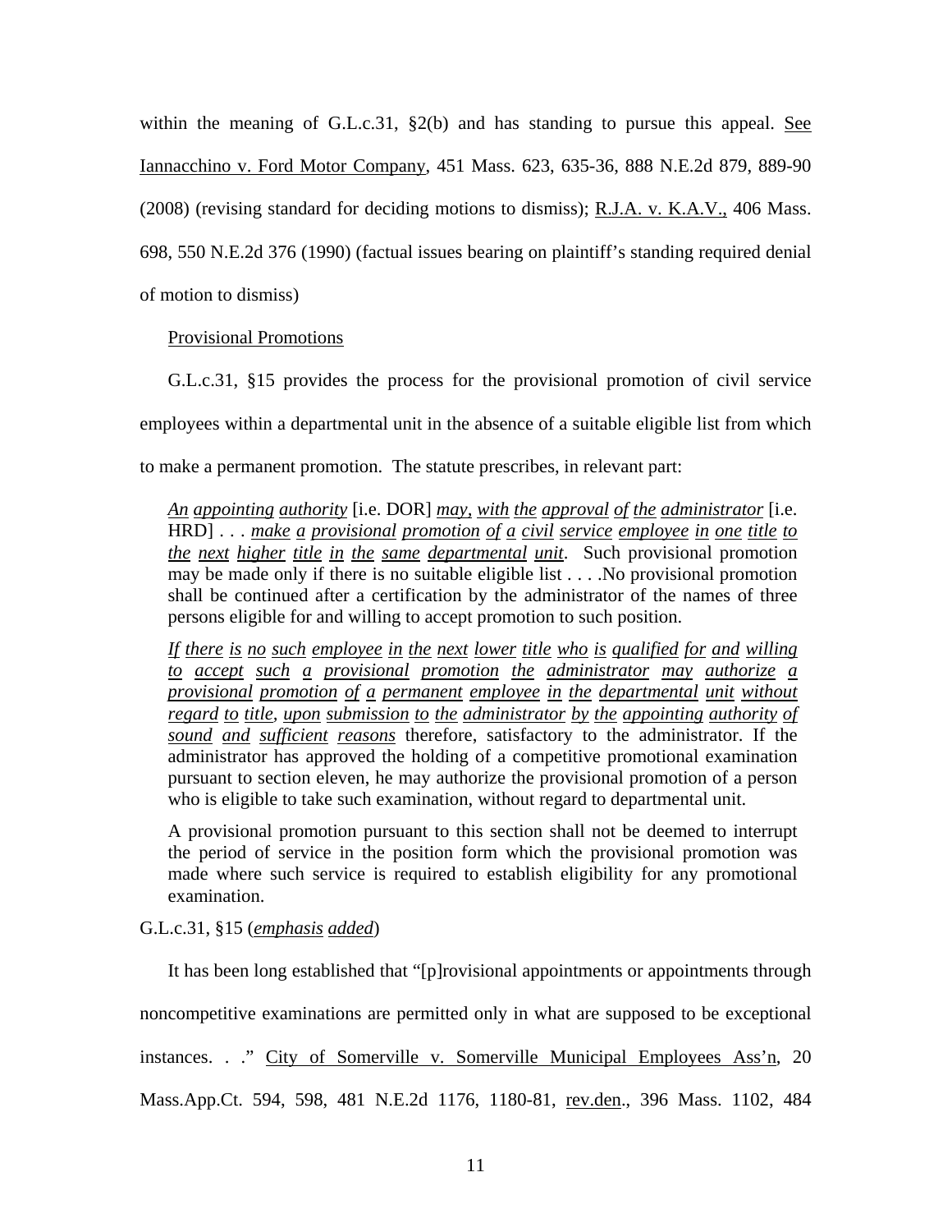within the meaning of G.L.c.31, §2(b) and has standing to pursue this appeal. See Iannacchino v. Ford Motor Company, 451 Mass. 623, 635-36, 888 N.E.2d 879, 889-90 (2008) (revising standard for deciding motions to dismiss); R.J.A. v. K.A.V., 406 Mass. 698, 550 N.E.2d 376 (1990) (factual issues bearing on plaintiff's standing required denial of motion to dismiss)

Provisional Promotions

G.L.c.31, §15 provides the process for the provisional promotion of civil service employees within a departmental unit in the absence of a suitable eligible list from which to make a permanent promotion. The statute prescribes, in relevant part:

> *An appointing authority* [i.e. DOR] *may, with the approval of the administrator* [i.e. HRD] . . . *make a provisional promotion of a civil service employee in one title to the next higher title in the same departmental unit*. Such provisional promotion may be made only if there is no suitable eligible list . . . .No provisional promotion shall be continued after a certification by the administrator of the names of three persons eligible for and willing to accept promotion to such position.
>
> *If there is no such employee in the next lower title who is qualified for and willing to accept such a provisional promotion the administrator may authorize a provisional promotion of a permanent employee in the departmental unit without regard to title, upon submission to the administrator by the appointing authority of sound and sufficient reasons* therefore, satisfactory to the administrator. If the administrator has approved the holding of a competitive promotional examination pursuant to section eleven, he may authorize the provisional promotion of a person who is eligible to take such examination, without regard to departmental unit.
>
> A provisional promotion pursuant to this section shall not be deemed to interrupt the period of service in the position form which the provisional promotion was made where such service is required to establish eligibility for any promotional examination.

G.L.c.31, §15 (*emphasis added*)

It has been long established that "[p]rovisional appointments or appointments through noncompetitive examinations are permitted only in what are supposed to be exceptional instances. . ." City of Somerville v. Somerville Municipal Employees Ass'n, 20 Mass.App.Ct. 594, 598, 481 N.E.2d 1176, 1180-81, rev.den., 396 Mass. 1102, 484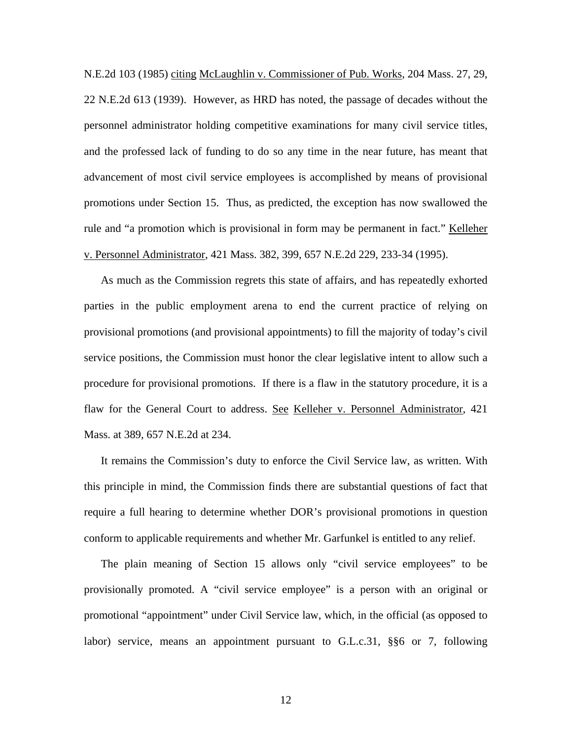N.E.2d 103 (1985) citing McLaughlin v. Commissioner of Pub. Works, 204 Mass. 27, 29, 22 N.E.2d 613 (1939). However, as HRD has noted, the passage of decades without the personnel administrator holding competitive examinations for many civil service titles, and the professed lack of funding to do so any time in the near future, has meant that advancement of most civil service employees is accomplished by means of provisional promotions under Section 15. Thus, as predicted, the exception has now swallowed the rule and "a promotion which is provisional in form may be permanent in fact." Kelleher v. Personnel Administrator, 421 Mass. 382, 399, 657 N.E.2d 229, 233-34 (1995).

As much as the Commission regrets this state of affairs, and has repeatedly exhorted parties in the public employment arena to end the current practice of relying on provisional promotions (and provisional appointments) to fill the majority of today's civil service positions, the Commission must honor the clear legislative intent to allow such a procedure for provisional promotions. If there is a flaw in the statutory procedure, it is a flaw for the General Court to address. See Kelleher v. Personnel Administrator, 421 Mass. at 389, 657 N.E.2d at 234.

It remains the Commission's duty to enforce the Civil Service law, as written. With this principle in mind, the Commission finds there are substantial questions of fact that require a full hearing to determine whether DOR's provisional promotions in question conform to applicable requirements and whether Mr. Garfunkel is entitled to any relief.

The plain meaning of Section 15 allows only "civil service employees" to be provisionally promoted. A "civil service employee" is a person with an original or promotional "appointment" under Civil Service law, which, in the official (as opposed to labor) service, means an appointment pursuant to G.L.c.31, §§6 or 7, following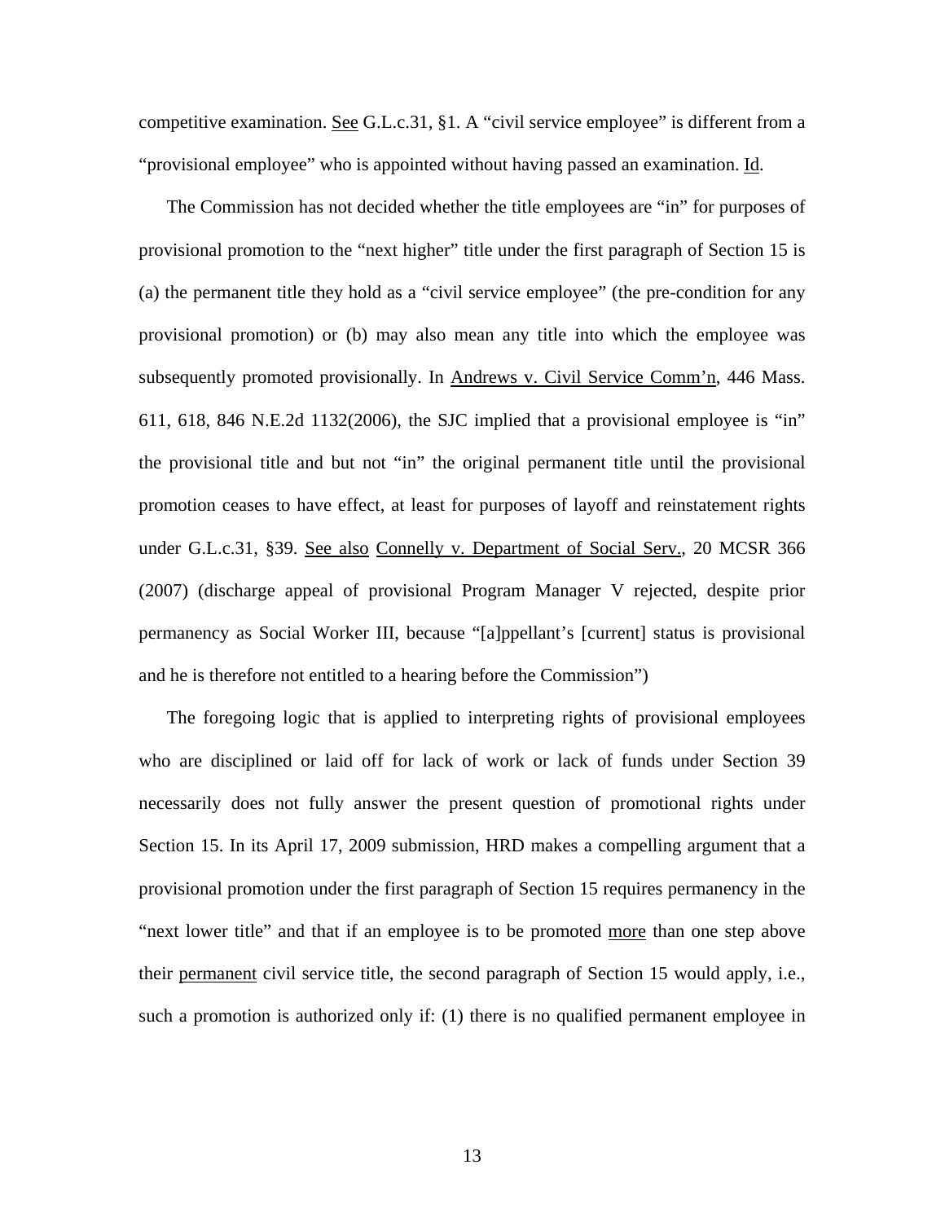competitive examination. See G.L.c.31, §1. A "civil service employee" is different from a "provisional employee" who is appointed without having passed an examination. Id.

The Commission has not decided whether the title employees are "in" for purposes of provisional promotion to the "next higher" title under the first paragraph of Section 15 is (a) the permanent title they hold as a "civil service employee" (the pre-condition for any provisional promotion) or (b) may also mean any title into which the employee was subsequently promoted provisionally. In Andrews v. Civil Service Comm'n, 446 Mass. 611, 618, 846 N.E.2d 1132(2006), the SJC implied that a provisional employee is "in" the provisional title and but not "in" the original permanent title until the provisional promotion ceases to have effect, at least for purposes of layoff and reinstatement rights under G.L.c.31, §39. See also Connelly v. Department of Social Serv., 20 MCSR 366 (2007) (discharge appeal of provisional Program Manager V rejected, despite prior permanency as Social Worker III, because "[a]ppellant's [current] status is provisional and he is therefore not entitled to a hearing before the Commission")

The foregoing logic that is applied to interpreting rights of provisional employees who are disciplined or laid off for lack of work or lack of funds under Section 39 necessarily does not fully answer the present question of promotional rights under Section 15. In its April 17, 2009 submission, HRD makes a compelling argument that a provisional promotion under the first paragraph of Section 15 requires permanency in the "next lower title" and that if an employee is to be promoted more than one step above their permanent civil service title, the second paragraph of Section 15 would apply, i.e., such a promotion is authorized only if: (1) there is no qualified permanent employee in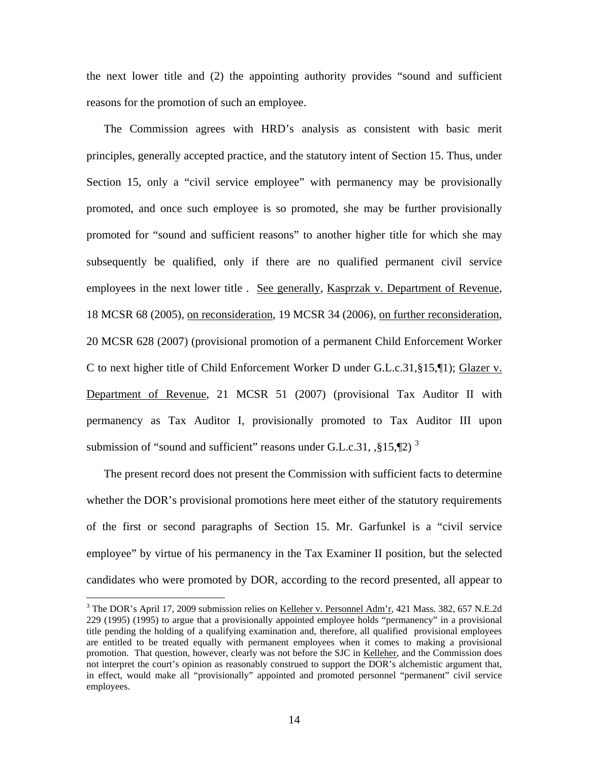the next lower title and (2) the appointing authority provides "sound and sufficient reasons for the promotion of such an employee.

The Commission agrees with HRD's analysis as consistent with basic merit principles, generally accepted practice, and the statutory intent of Section 15. Thus, under Section 15, only a "civil service employee" with permanency may be provisionally promoted, and once such employee is so promoted, she may be further provisionally promoted for "sound and sufficient reasons" to another higher title for which she may subsequently be qualified, only if there are no qualified permanent civil service employees in the next lower title . See generally, Kasprzak v. Department of Revenue, 18 MCSR 68 (2005), on reconsideration, 19 MCSR 34 (2006), on further reconsideration, 20 MCSR 628 (2007) (provisional promotion of a permanent Child Enforcement Worker C to next higher title of Child Enforcement Worker D under G.L.c.31,§15,¶1); Glazer v. Department of Revenue, 21 MCSR 51 (2007) (provisional Tax Auditor II with permanency as Tax Auditor I, provisionally promoted to Tax Auditor III upon submission of "sound and sufficient" reasons under G.L.c.31, ,§15,¶2) [3]

The present record does not present the Commission with sufficient facts to determine whether the DOR's provisional promotions here meet either of the statutory requirements of the first or second paragraphs of Section 15. Mr. Garfunkel is a "civil service employee" by virtue of his permanency in the Tax Examiner II position, but the selected candidates who were promoted by DOR, according to the record presented, all appear to

---

[3] The DOR's April 17, 2009 submission relies on Kelleher v. Personnel Adm'r, 421 Mass. 382, 657 N.E.2d 229 (1995) (1995) to argue that a provisionally appointed employee holds "permanency" in a provisional title pending the holding of a qualifying examination and, therefore, all qualified provisional employees are entitled to be treated equally with permanent employees when it comes to making a provisional promotion. That question, however, clearly was not before the SJC in Kelleher, and the Commission does not interpret the court's opinion as reasonably construed to support the DOR's alchemistic argument that, in effect, would make all "provisionally" appointed and promoted personnel "permanent" civil service employees.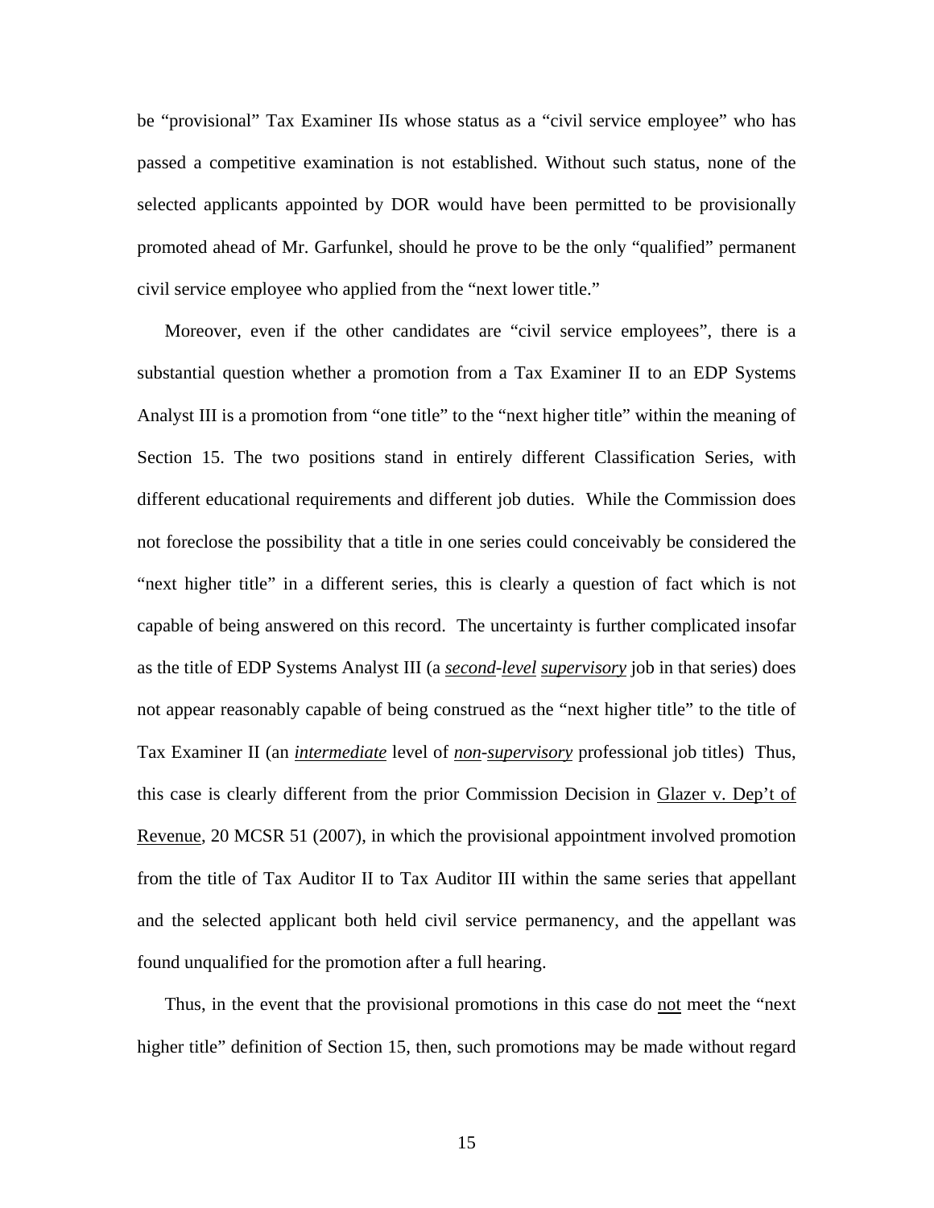be "provisional" Tax Examiner IIs whose status as a "civil service employee" who has passed a competitive examination is not established. Without such status, none of the selected applicants appointed by DOR would have been permitted to be provisionally promoted ahead of Mr. Garfunkel, should he prove to be the only "qualified" permanent civil service employee who applied from the "next lower title."

Moreover, even if the other candidates are "civil service employees", there is a substantial question whether a promotion from a Tax Examiner II to an EDP Systems Analyst III is a promotion from "one title" to the "next higher title" within the meaning of Section 15. The two positions stand in entirely different Classification Series, with different educational requirements and different job duties. While the Commission does not foreclose the possibility that a title in one series could conceivably be considered the "next higher title" in a different series, this is clearly a question of fact which is not capable of being answered on this record. The uncertainty is further complicated insofar as the title of EDP Systems Analyst III (a *second-level* supervisory job in that series) does not appear reasonably capable of being construed as the "next higher title" to the title of Tax Examiner II (an *intermediate* level of *non-supervisory* professional job titles) Thus, this case is clearly different from the prior Commission Decision in Glazer v. Dep't of Revenue, 20 MCSR 51 (2007), in which the provisional appointment involved promotion from the title of Tax Auditor II to Tax Auditor III within the same series that appellant and the selected applicant both held civil service permanency, and the appellant was found unqualified for the promotion after a full hearing.

Thus, in the event that the provisional promotions in this case do not meet the "next higher title" definition of Section 15, then, such promotions may be made without regard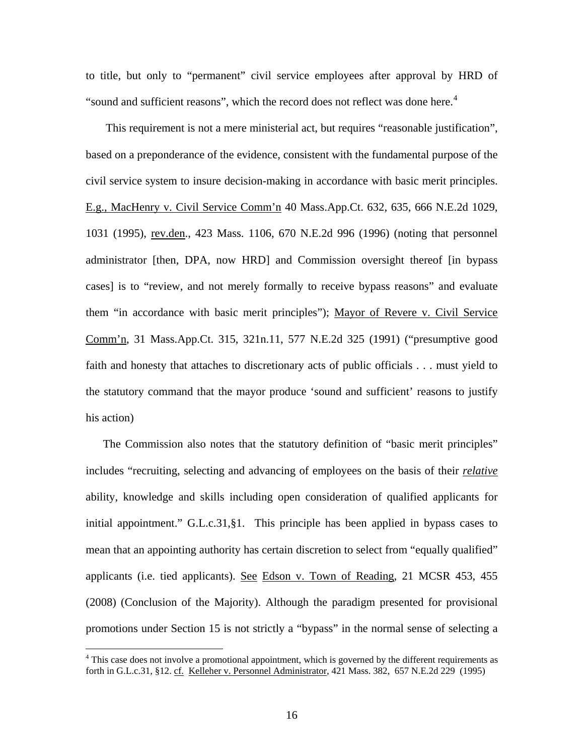to title, but only to "permanent" civil service employees after approval by HRD of "sound and sufficient reasons", which the record does not reflect was done here.[4]

This requirement is not a mere ministerial act, but requires "reasonable justification", based on a preponderance of the evidence, consistent with the fundamental purpose of the civil service system to insure decision-making in accordance with basic merit principles. E.g., MacHenry v. Civil Service Comm'n 40 Mass.App.Ct. 632, 635, 666 N.E.2d 1029, 1031 (1995), rev.den., 423 Mass. 1106, 670 N.E.2d 996 (1996) (noting that personnel administrator [then, DPA, now HRD] and Commission oversight thereof [in bypass cases] is to "review, and not merely formally to receive bypass reasons" and evaluate them "in accordance with basic merit principles"); Mayor of Revere v. Civil Service Comm'n, 31 Mass.App.Ct. 315, 321n.11, 577 N.E.2d 325 (1991) ("presumptive good faith and honesty that attaches to discretionary acts of public officials . . . must yield to the statutory command that the mayor produce 'sound and sufficient' reasons to justify his action)

The Commission also notes that the statutory definition of "basic merit principles" includes "recruiting, selecting and advancing of employees on the basis of their ***relative*** ability, knowledge and skills including open consideration of qualified applicants for initial appointment." G.L.c.31,§1. This principle has been applied in bypass cases to mean that an appointing authority has certain discretion to select from "equally qualified" applicants (i.e. tied applicants). See Edson v. Town of Reading, 21 MCSR 453, 455 (2008) (Conclusion of the Majority). Although the paradigm presented for provisional promotions under Section 15 is not strictly a "bypass" in the normal sense of selecting a

[4] This case does not involve a promotional appointment, which is governed by the different requirements as forth in G.L.c.31, §12. cf. Kelleher v. Personnel Administrator, 421 Mass. 382, 657 N.E.2d 229 (1995)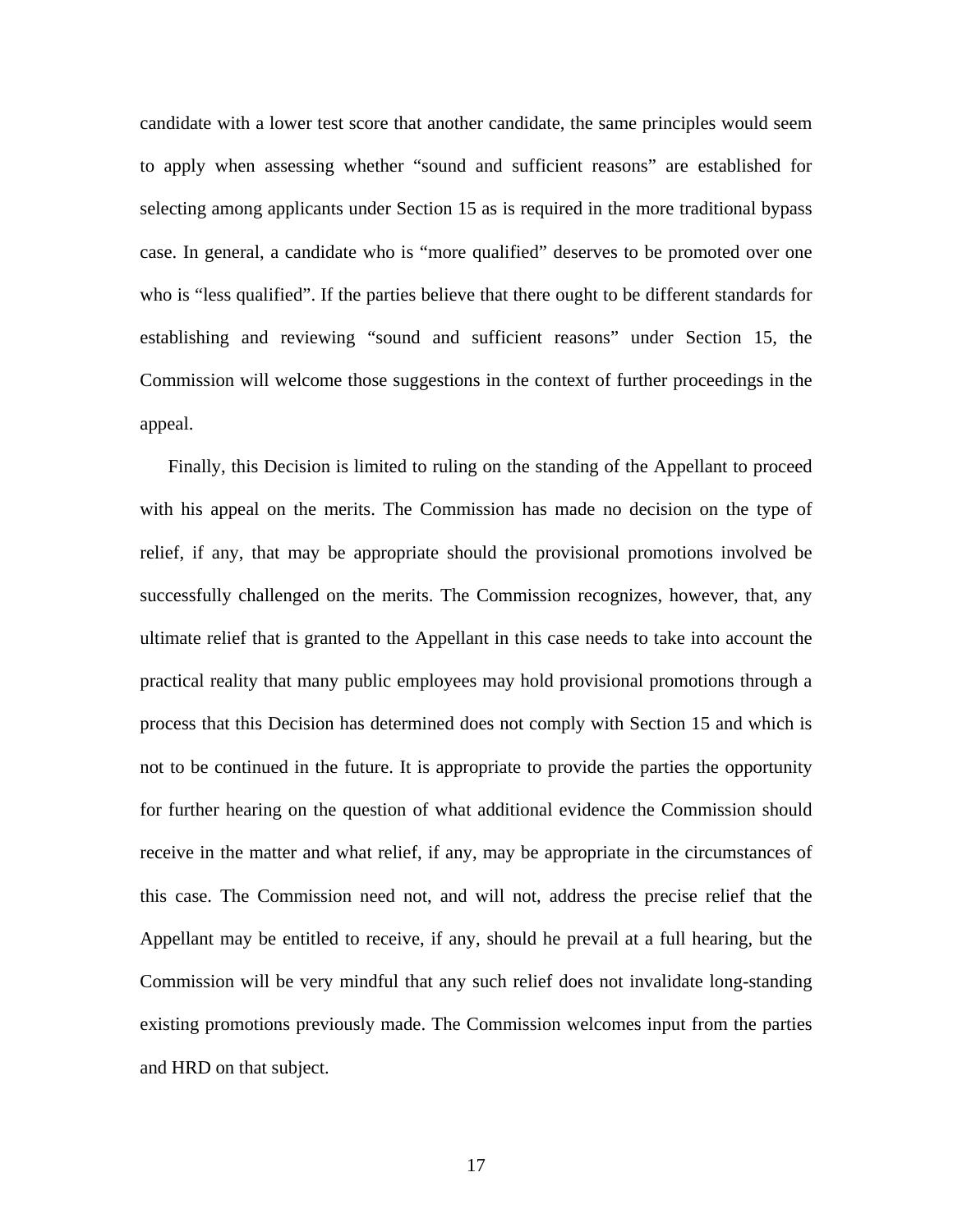candidate with a lower test score that another candidate, the same principles would seem to apply when assessing whether "sound and sufficient reasons" are established for selecting among applicants under Section 15 as is required in the more traditional bypass case. In general, a candidate who is "more qualified" deserves to be promoted over one who is "less qualified". If the parties believe that there ought to be different standards for establishing and reviewing "sound and sufficient reasons" under Section 15, the Commission will welcome those suggestions in the context of further proceedings in the appeal.

Finally, this Decision is limited to ruling on the standing of the Appellant to proceed with his appeal on the merits. The Commission has made no decision on the type of relief, if any, that may be appropriate should the provisional promotions involved be successfully challenged on the merits. The Commission recognizes, however, that, any ultimate relief that is granted to the Appellant in this case needs to take into account the practical reality that many public employees may hold provisional promotions through a process that this Decision has determined does not comply with Section 15 and which is not to be continued in the future. It is appropriate to provide the parties the opportunity for further hearing on the question of what additional evidence the Commission should receive in the matter and what relief, if any, may be appropriate in the circumstances of this case. The Commission need not, and will not, address the precise relief that the Appellant may be entitled to receive, if any, should he prevail at a full hearing, but the Commission will be very mindful that any such relief does not invalidate long-standing existing promotions previously made. The Commission welcomes input from the parties and HRD on that subject.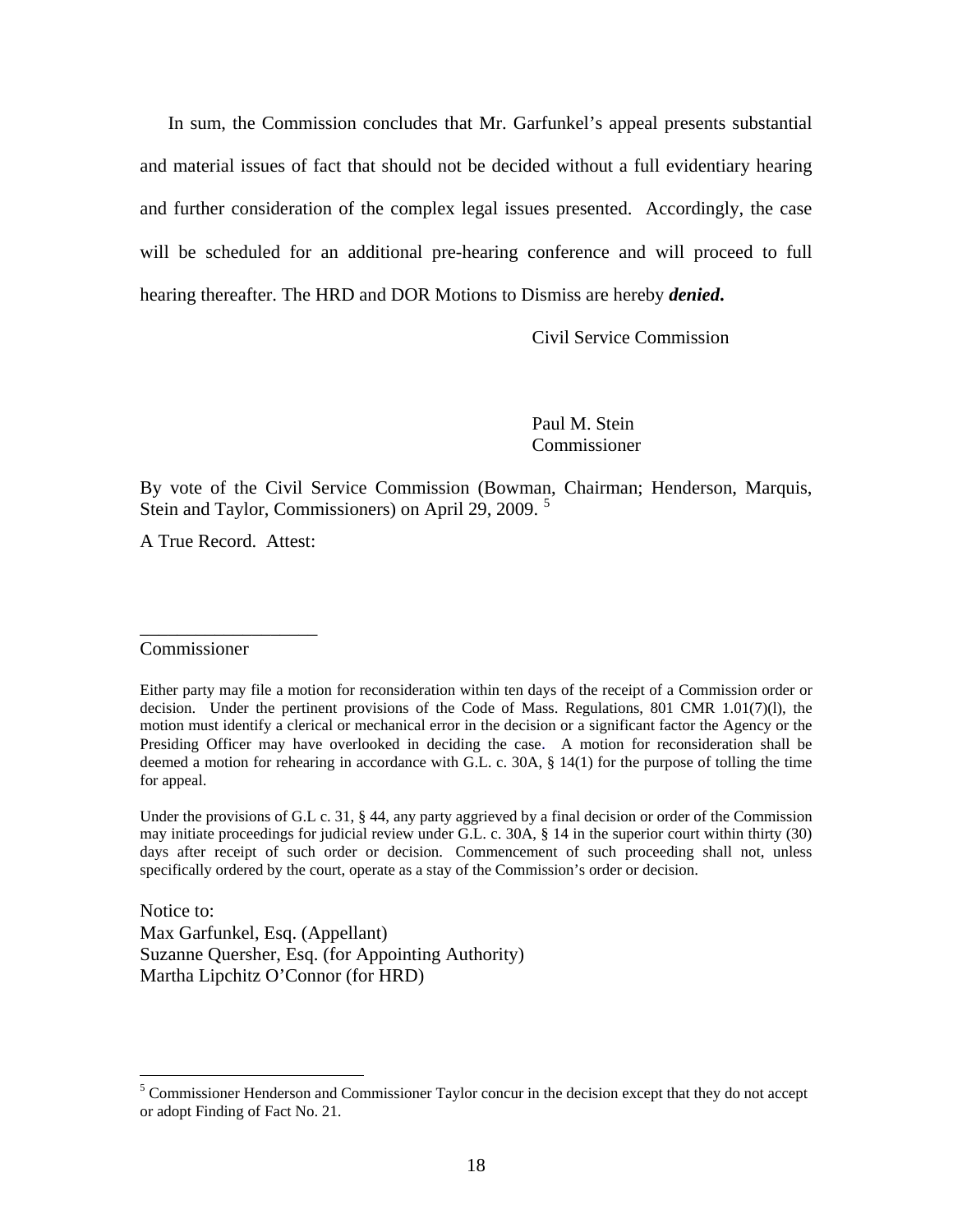In sum, the Commission concludes that Mr. Garfunkel's appeal presents substantial and material issues of fact that should not be decided without a full evidentiary hearing and further consideration of the complex legal issues presented. Accordingly, the case will be scheduled for an additional pre-hearing conference and will proceed to full hearing thereafter. The HRD and DOR Motions to Dismiss are hereby ***denied.***

Civil Service Commission

Paul M. Stein
Commissioner

By vote of the Civil Service Commission (Bowman, Chairman; Henderson, Marquis, Stein and Taylor, Commissioners) on April 29, 2009. [5]

A True Record. Attest:

___________________
Commissioner

Either party may file a motion for reconsideration within ten days of the receipt of a Commission order or decision. Under the pertinent provisions of the Code of Mass. Regulations, 801 CMR 1.01(7)(l), the motion must identify a clerical or mechanical error in the decision or a significant factor the Agency or the Presiding Officer may have overlooked in deciding the case. A motion for reconsideration shall be deemed a motion for rehearing in accordance with G.L. c. 30A, § 14(1) for the purpose of tolling the time for appeal.

Under the provisions of G.L c. 31, § 44, any party aggrieved by a final decision or order of the Commission may initiate proceedings for judicial review under G.L. c. 30A, § 14 in the superior court within thirty (30) days after receipt of such order or decision. Commencement of such proceeding shall not, unless specifically ordered by the court, operate as a stay of the Commission's order or decision.

Notice to:
Max Garfunkel, Esq. (Appellant)
Suzanne Quersher, Esq. (for Appointing Authority)
Martha Lipchitz O'Connor (for HRD)

[5] Commissioner Henderson and Commissioner Taylor concur in the decision except that they do not accept or adopt Finding of Fact No. 21.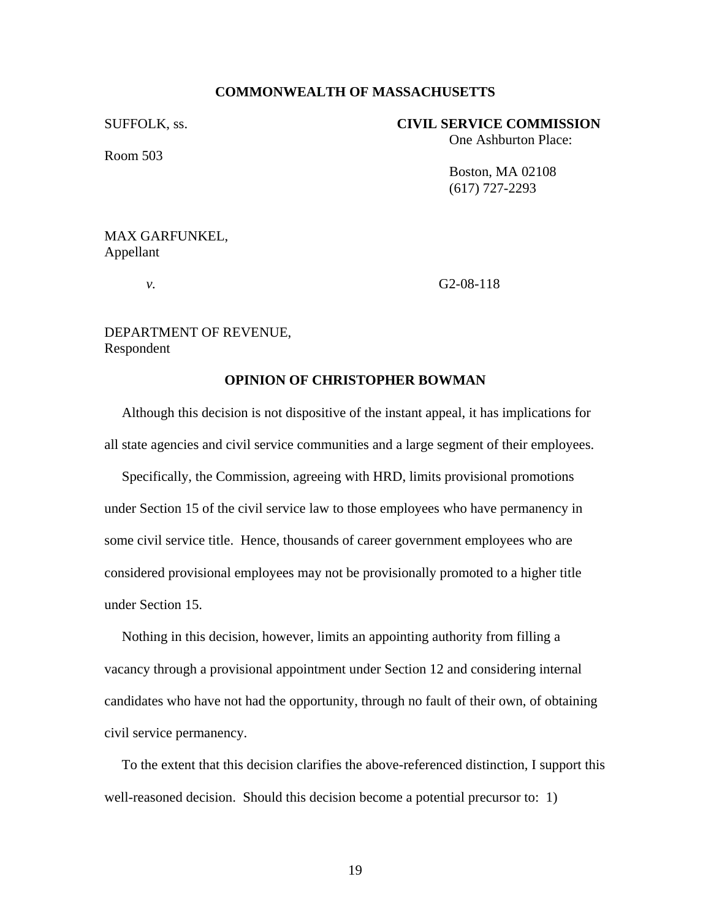**COMMONWEALTH OF MASSACHUSETTS**

SUFFOLK, ss. **CIVIL SERVICE COMMISSION**

One Ashburton Place:

Room 503

Boston, MA 02108

(617) 727-2293

MAX GARFUNKEL,
Appellant

*v.* G2-08-118

DEPARTMENT OF REVENUE,
Respondent

**OPINION OF CHRISTOPHER BOWMAN**

Although this decision is not dispositive of the instant appeal, it has implications for all state agencies and civil service communities and a large segment of their employees.

Specifically, the Commission, agreeing with HRD, limits provisional promotions under Section 15 of the civil service law to those employees who have permanency in some civil service title. Hence, thousands of career government employees who are considered provisional employees may not be provisionally promoted to a higher title under Section 15.

Nothing in this decision, however, limits an appointing authority from filling a vacancy through a provisional appointment under Section 12 and considering internal candidates who have not had the opportunity, through no fault of their own, of obtaining civil service permanency.

To the extent that this decision clarifies the above-referenced distinction, I support this well-reasoned decision. Should this decision become a potential precursor to: 1)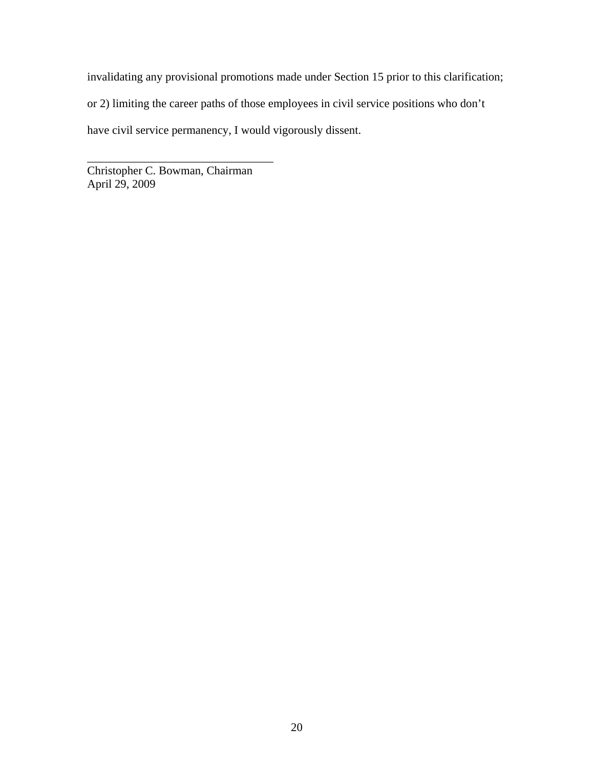invalidating any provisional promotions made under Section 15 prior to this clarification; or 2) limiting the career paths of those employees in civil service positions who don't have civil service permanency, I would vigorously dissent.

\_\_\_\_\_\_\_\_\_\_\_\_\_\_\_\_\_\_\_\_\_\_\_\_\_\_\_\_\_\_\_\_\_

Christopher C. Bowman, Chairman
April 29, 2009